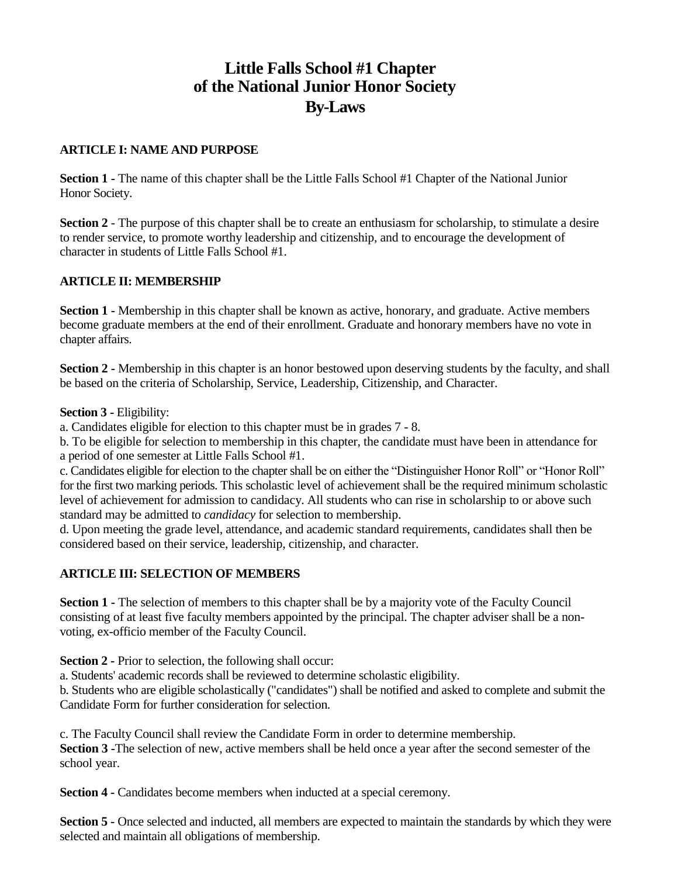# Little Falls School #1 Chapter of the National Junior Honor Society By-Laws

## ARTICLE I: NAME AND PURPOSE

**Section 1** - The name of this chapter shall be the Little Falls School #1 Chapter of the National Junior Honor Society.

**Section 2** - The purpose of this chapter shall be to create an enthusiasm for scholarship, to stimulate a desire to render service, to promote worthy leadership and citizenship, and to encourage the development of character in students of Little Falls School #1.

## ARTICLE II: MEMBERSHIP

**Section 1** - Membership in this chapter shall be known as active, honorary, and graduate. Active members become graduate members at the end of their enrollment. Graduate and honorary members have no vote in chapter affairs.

**Section 2** - Membership in this chapter is an honor bestowed upon deserving students by the faculty, and shall be based on the criteria of Scholarship, Service, Leadership, Citizenship, and Character.

**Section 3** - Eligibility:

a. Candidates eligible for election to this chapter must be in grades 7 - 8.

b. To be eligible for selection to membership in this chapter, the candidate must have been in attendance for a period of one semester at Little Falls School #1.

c. Candidates eligible for election to the chapter shall be on either the "Distinguisher Honor Roll" or "Honor Roll" for the first two marking periods. This scholastic level of achievement shall be the required minimum scholastic level of achievement for admission to candidacy. All students who can rise in scholarship to or above such standard may be admitted to *candidacy* for selection to membership.

d. Upon meeting the grade level, attendance, and academic standard requirements, candidates shall then be considered based on their service, leadership, citizenship, and character.

## ARTICLE III: SELECTION OF MEMBERS

**Section 1** - The selection of members to this chapter shall be by a majority vote of the Faculty Council consisting of at least five faculty members appointed by the principal. The chapter adviser shall be a non-voting, ex-officio member of the Faculty Council.

**Section 2** - Prior to selection, the following shall occur:

a. Students' academic records shall be reviewed to determine scholastic eligibility.

b. Students who are eligible scholastically ("candidates") shall be notified and asked to complete and submit the Candidate Form for further consideration for selection.

c. The Faculty Council shall review the Candidate Form in order to determine membership.

**Section 3** -The selection of new, active members shall be held once a year after the second semester of the school year.

**Section 4** - Candidates become members when inducted at a special ceremony.

**Section 5** - Once selected and inducted, all members are expected to maintain the standards by which they were selected and maintain all obligations of membership.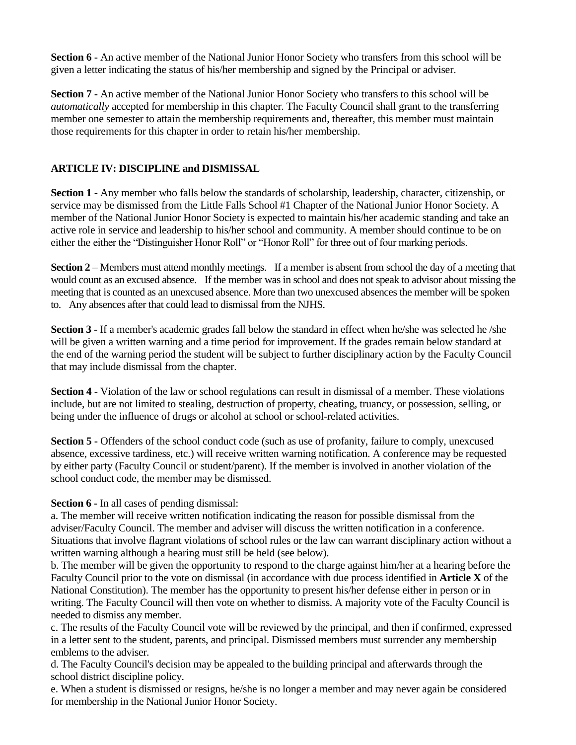**Section 6 -** An active member of the National Junior Honor Society who transfers from this school will be given a letter indicating the status of his/her membership and signed by the Principal or adviser.

**Section 7 -** An active member of the National Junior Honor Society who transfers to this school will be *automatically* accepted for membership in this chapter. The Faculty Council shall grant to the transferring member one semester to attain the membership requirements and, thereafter, this member must maintain those requirements for this chapter in order to retain his/her membership.

## ARTICLE IV: DISCIPLINE and DISMISSAL

**Section 1 -** Any member who falls below the standards of scholarship, leadership, character, citizenship, or service may be dismissed from the Little Falls School #1 Chapter of the National Junior Honor Society. A member of the National Junior Honor Society is expected to maintain his/her academic standing and take an active role in service and leadership to his/her school and community. A member should continue to be on either the either the "Distinguisher Honor Roll" or "Honor Roll" for three out of four marking periods.

**Section 2** – Members must attend monthly meetings. If a member is absent from school the day of a meeting that would count as an excused absence. If the member was in school and does not speak to advisor about missing the meeting that is counted as an unexcused absence. More than two unexcused absences the member will be spoken to. Any absences after that could lead to dismissal from the NJHS.

**Section 3 -** If a member's academic grades fall below the standard in effect when he/she was selected he /she will be given a written warning and a time period for improvement. If the grades remain below standard at the end of the warning period the student will be subject to further disciplinary action by the Faculty Council that may include dismissal from the chapter.

**Section 4 -** Violation of the law or school regulations can result in dismissal of a member. These violations include, but are not limited to stealing, destruction of property, cheating, truancy, or possession, selling, or being under the influence of drugs or alcohol at school or school-related activities.

**Section 5 -** Offenders of the school conduct code (such as use of profanity, failure to comply, unexcused absence, excessive tardiness, etc.) will receive written warning notification. A conference may be requested by either party (Faculty Council or student/parent). If the member is involved in another violation of the school conduct code, the member may be dismissed.

**Section 6 -** In all cases of pending dismissal:

a. The member will receive written notification indicating the reason for possible dismissal from the adviser/Faculty Council. The member and adviser will discuss the written notification in a conference. Situations that involve flagrant violations of school rules or the law can warrant disciplinary action without a written warning although a hearing must still be held (see below).

b. The member will be given the opportunity to respond to the charge against him/her at a hearing before the Faculty Council prior to the vote on dismissal (in accordance with due process identified in **Article X** of the National Constitution). The member has the opportunity to present his/her defense either in person or in writing. The Faculty Council will then vote on whether to dismiss. A majority vote of the Faculty Council is needed to dismiss any member.

c. The results of the Faculty Council vote will be reviewed by the principal, and then if confirmed, expressed in a letter sent to the student, parents, and principal. Dismissed members must surrender any membership emblems to the adviser.

d. The Faculty Council's decision may be appealed to the building principal and afterwards through the school district discipline policy.

e. When a student is dismissed or resigns, he/she is no longer a member and may never again be considered for membership in the National Junior Honor Society.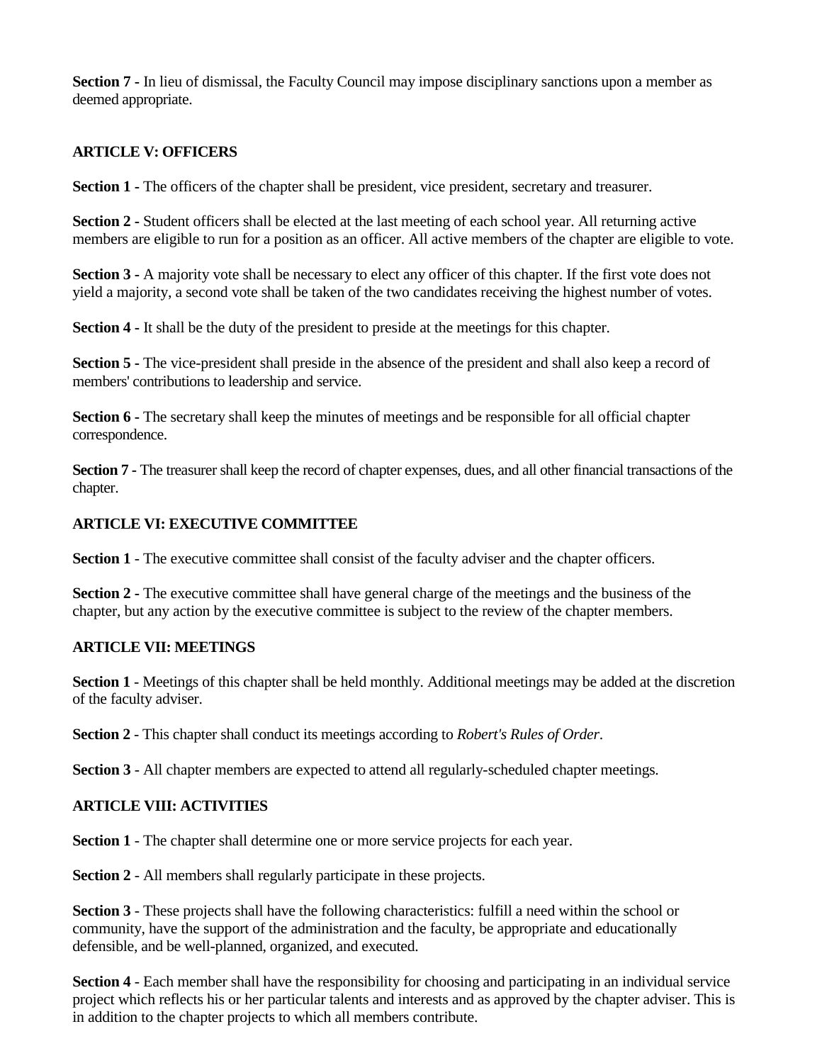**Section 7 -** In lieu of dismissal, the Faculty Council may impose disciplinary sanctions upon a member as deemed appropriate.

## ARTICLE V: OFFICERS

**Section 1 -** The officers of the chapter shall be president, vice president, secretary and treasurer.

**Section 2 -** Student officers shall be elected at the last meeting of each school year. All returning active members are eligible to run for a position as an officer. All active members of the chapter are eligible to vote.

**Section 3 -** A majority vote shall be necessary to elect any officer of this chapter. If the first vote does not yield a majority, a second vote shall be taken of the two candidates receiving the highest number of votes.

**Section 4 -** It shall be the duty of the president to preside at the meetings for this chapter.

**Section 5 -** The vice-president shall preside in the absence of the president and shall also keep a record of members' contributions to leadership and service.

**Section 6 -** The secretary shall keep the minutes of meetings and be responsible for all official chapter correspondence.

**Section 7 -** The treasurer shall keep the record of chapter expenses, dues, and all other financial transactions of the chapter.

## ARTICLE VI: EXECUTIVE COMMITTEE

**Section 1** - The executive committee shall consist of the faculty adviser and the chapter officers.

**Section 2** - The executive committee shall have general charge of the meetings and the business of the chapter, but any action by the executive committee is subject to the review of the chapter members.

## ARTICLE VII: MEETINGS

**Section 1** - Meetings of this chapter shall be held monthly. Additional meetings may be added at the discretion of the faculty adviser.

**Section 2** - This chapter shall conduct its meetings according to *Robert's Rules of Order*.

**Section 3** - All chapter members are expected to attend all regularly-scheduled chapter meetings.

## ARTICLE VIII: ACTIVITIES

**Section 1** - The chapter shall determine one or more service projects for each year.

**Section 2** - All members shall regularly participate in these projects.

**Section 3** - These projects shall have the following characteristics: fulfill a need within the school or community, have the support of the administration and the faculty, be appropriate and educationally defensible, and be well-planned, organized, and executed.

**Section 4** - Each member shall have the responsibility for choosing and participating in an individual service project which reflects his or her particular talents and interests and as approved by the chapter adviser. This is in addition to the chapter projects to which all members contribute.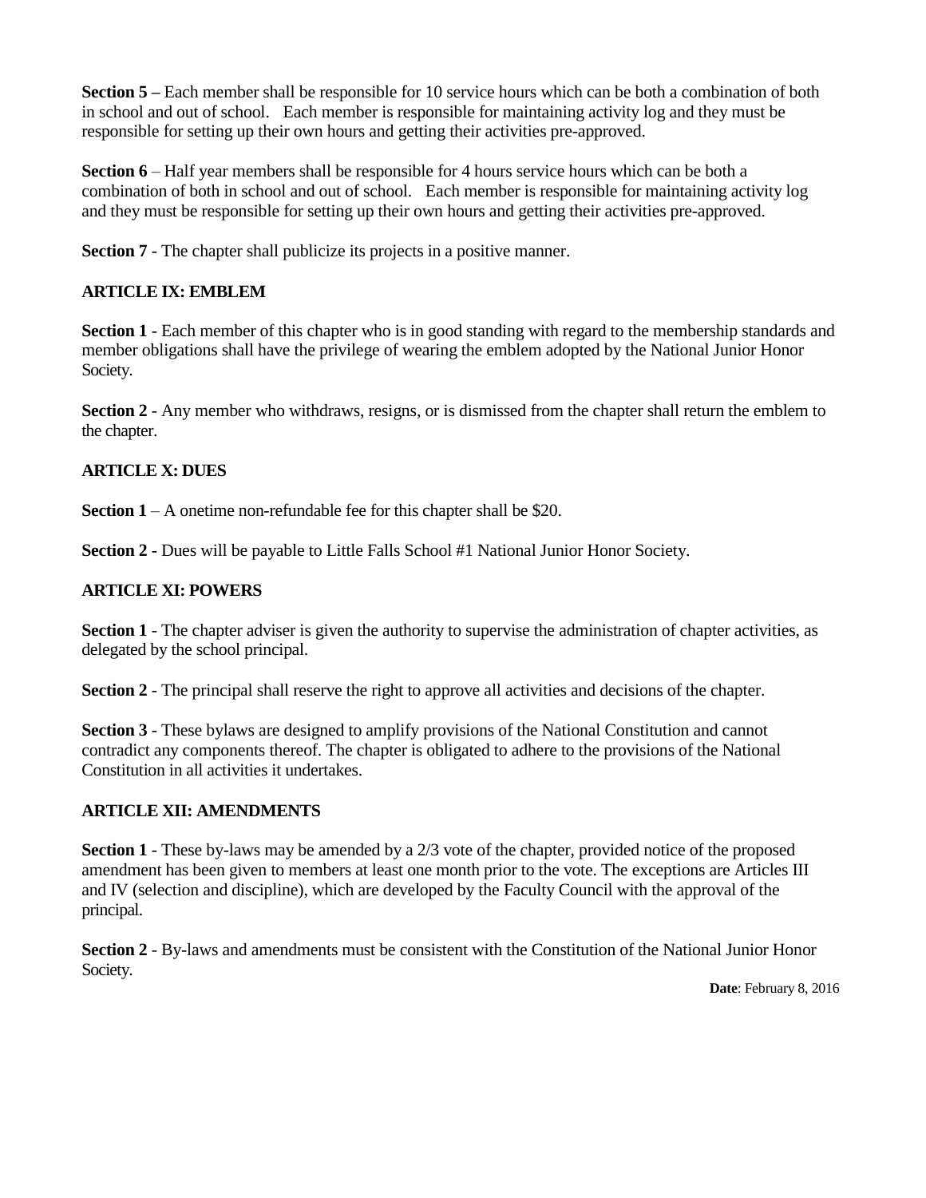**Section 5 –** Each member shall be responsible for 10 service hours which can be both a combination of both in school and out of school. Each member is responsible for maintaining activity log and they must be responsible for setting up their own hours and getting their activities pre-approved.

**Section 6** – Half year members shall be responsible for 4 hours service hours which can be both a combination of both in school and out of school. Each member is responsible for maintaining activity log and they must be responsible for setting up their own hours and getting their activities pre-approved.

**Section 7** - The chapter shall publicize its projects in a positive manner.

## ARTICLE IX: EMBLEM

**Section 1** - Each member of this chapter who is in good standing with regard to the membership standards and member obligations shall have the privilege of wearing the emblem adopted by the National Junior Honor Society.

**Section 2** - Any member who withdraws, resigns, or is dismissed from the chapter shall return the emblem to the chapter.

## ARTICLE X: DUES

**Section 1** – A onetime non-refundable fee for this chapter shall be $20.

**Section 2 -** Dues will be payable to Little Falls School #1 National Junior Honor Society.

## ARTICLE XI: POWERS

**Section 1** - The chapter adviser is given the authority to supervise the administration of chapter activities, as delegated by the school principal.

**Section 2** - The principal shall reserve the right to approve all activities and decisions of the chapter.

**Section 3** - These bylaws are designed to amplify provisions of the National Constitution and cannot contradict any components thereof. The chapter is obligated to adhere to the provisions of the National Constitution in all activities it undertakes.

## ARTICLE XII: AMENDMENTS

**Section 1** - These by-laws may be amended by a 2/3 vote of the chapter, provided notice of the proposed amendment has been given to members at least one month prior to the vote. The exceptions are Articles III and IV (selection and discipline), which are developed by the Faculty Council with the approval of the principal.

**Section 2** - By-laws and amendments must be consistent with the Constitution of the National Junior Honor Society.

**Date**: February 8, 2016